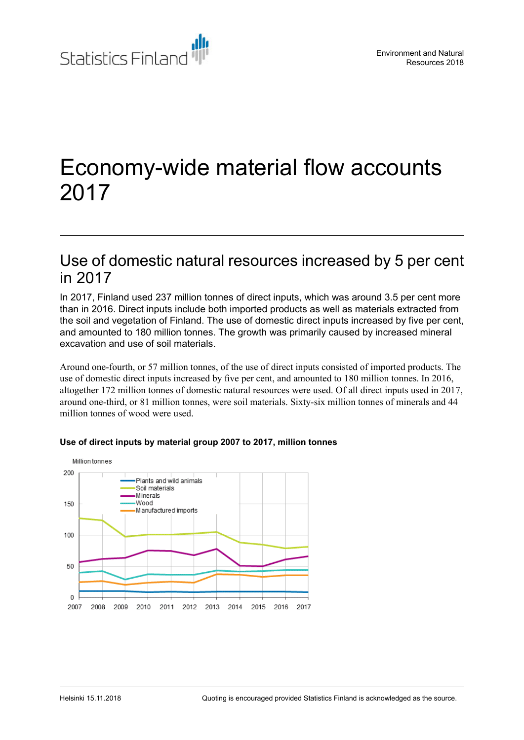Statistics Finland

Environment and Natural Resources 2018

# Economy-wide material flow accounts 2017

## Use of domestic natural resources increased by 5 per cent in 2017

In 2017, Finland used 237 million tonnes of direct inputs, which was around 3.5 per cent more than in 2016. Direct inputs include both imported products as well as materials extracted from the soil and vegetation of Finland. The use of domestic direct inputs increased by five per cent, and amounted to 180 million tonnes. The growth was primarily caused by increased mineral excavation and use of soil materials.

Around one-fourth, or 57 million tonnes, of the use of direct inputs consisted of imported products. The use of domestic direct inputs increased by five per cent, and amounted to 180 million tonnes. In 2016, altogether 172 million tonnes of domestic natural resources were used. Of all direct inputs used in 2017, around one-third, or 81 million tonnes, were soil materials. Sixty-six million tonnes of minerals and 44 million tonnes of wood were used.

**Use of direct inputs by material group 2007 to 2017, million tonnes**

Helsinki 15.11.2018

Quoting is encouraged provided Statistics Finland is acknowledged as the source.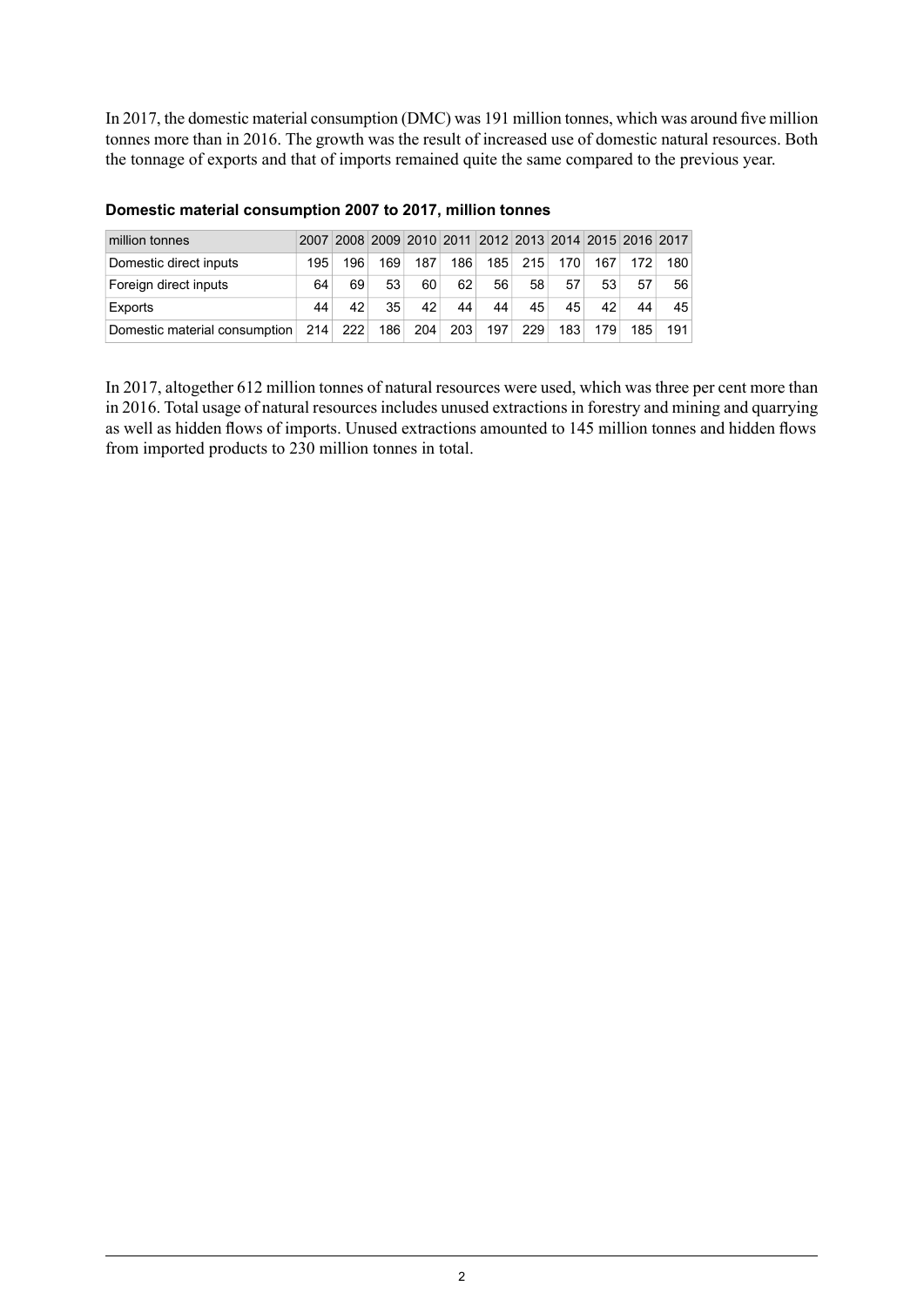In 2017, the domestic material consumption (DMC) was 191 million tonnes, which was around five million tonnes more than in 2016. The growth was the result of increased use of domestic natural resources. Both the tonnage of exports and that of imports remained quite the same compared to the previous year.

**Domestic material consumption 2007 to 2017, million tonnes**

| million tonnes | 2007 | 2008 | 2009 | 2010 | 2011 | 2012 | 2013 | 2014 | 2015 | 2016 | 2017 |
|---|---|---|---|---|---|---|---|---|---|---|---|
| Domestic direct inputs | 195 | 196 | 169 | 187 | 186 | 185 | 215 | 170 | 167 | 172 | 180 |
| Foreign direct inputs | 64 | 69 | 53 | 60 | 62 | 56 | 58 | 57 | 53 | 57 | 56 |
| Exports | 44 | 42 | 35 | 42 | 44 | 44 | 45 | 45 | 42 | 44 | 45 |
| Domestic material consumption | 214 | 222 | 186 | 204 | 203 | 197 | 229 | 183 | 179 | 185 | 191 |

In 2017, altogether 612 million tonnes of natural resources were used, which was three per cent more than in 2016. Total usage of natural resources includes unused extractions in forestry and mining and quarrying as well as hidden flows of imports. Unused extractions amounted to 145 million tonnes and hidden flows from imported products to 230 million tonnes in total.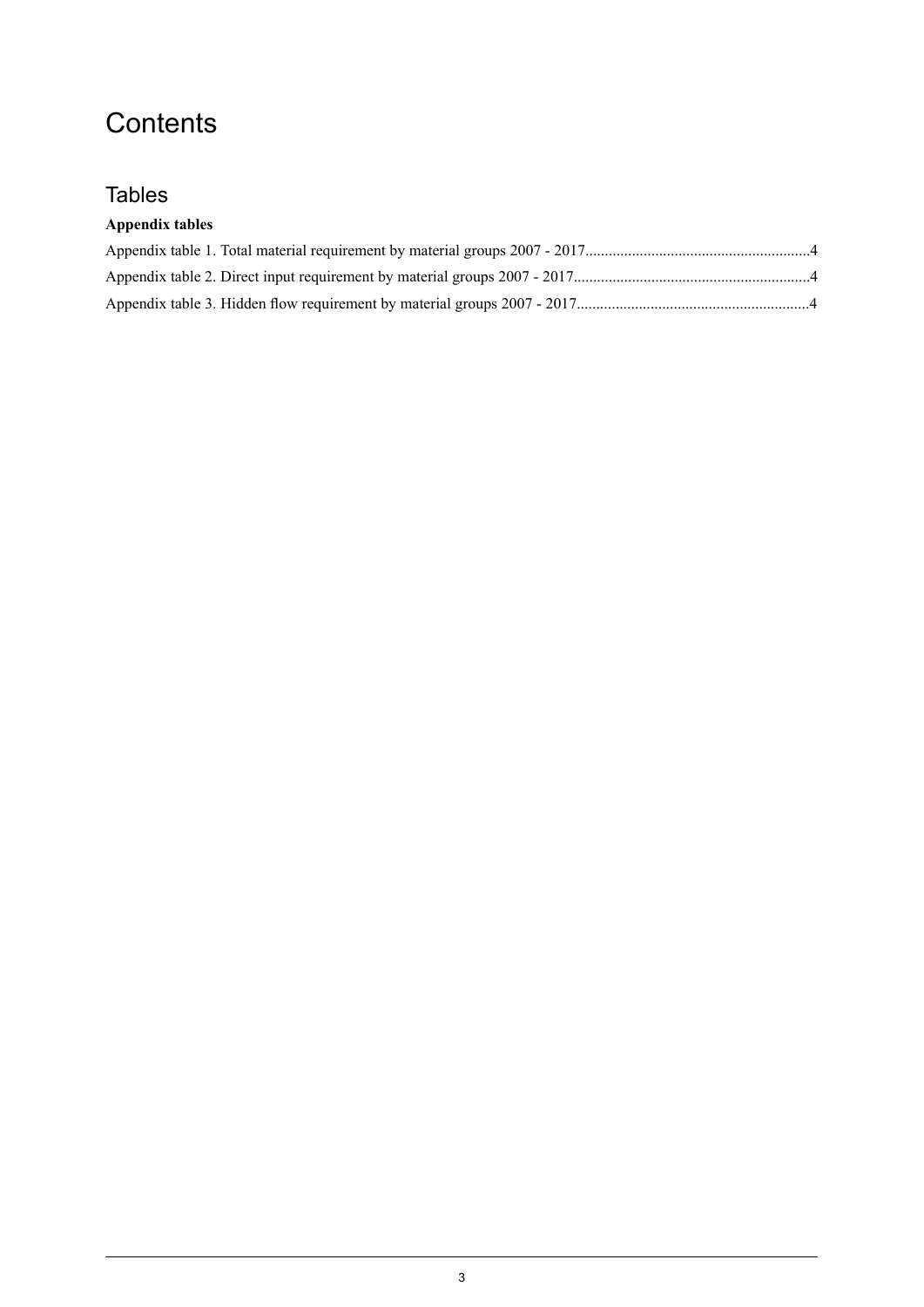# Contents

## Tables

**Appendix tables**

Appendix table 1. Total material requirement by material groups 2007 - 2017.........................................................4

Appendix table 2. Direct input requirement by material groups 2007 - 2017............................................................4

Appendix table 3. Hidden flow requirement by material groups 2007 - 2017...........................................................4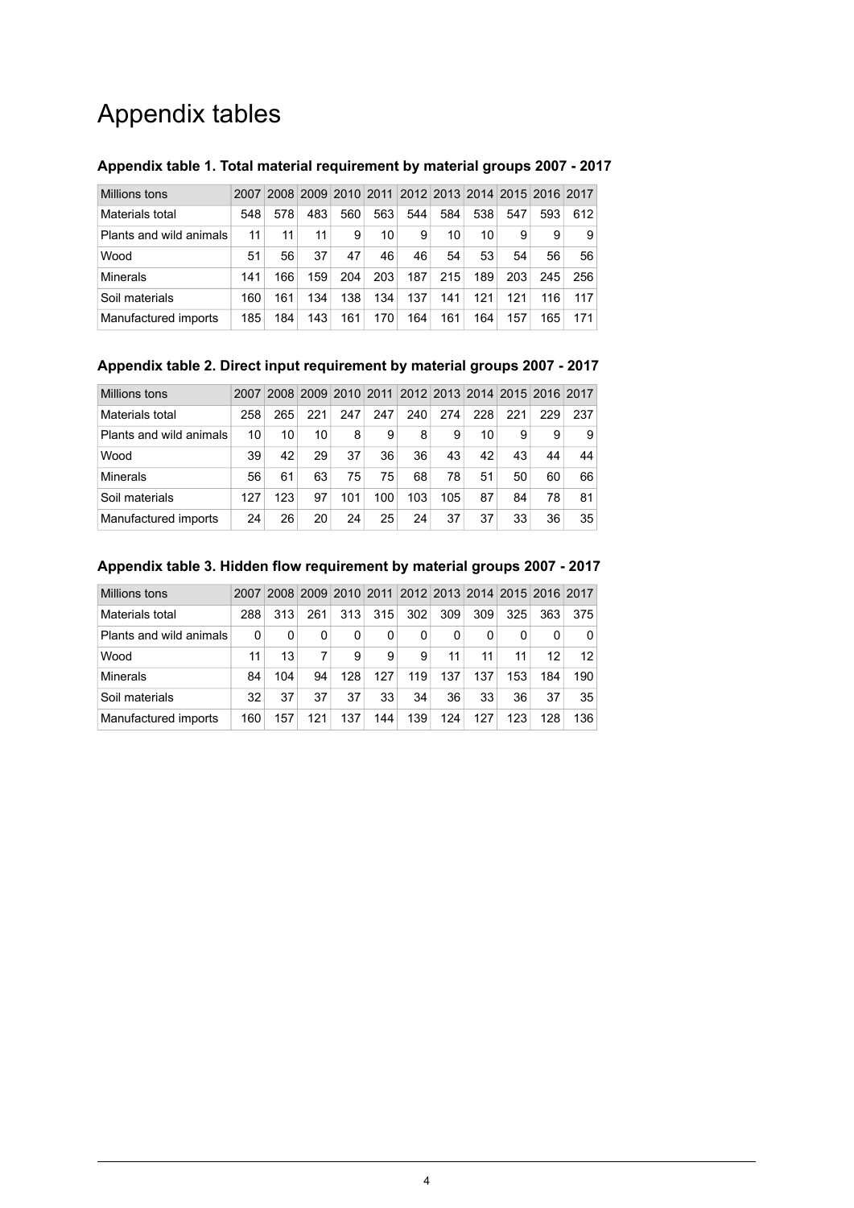# Appendix tables

**Appendix table 1. Total material requirement by material groups 2007 - 2017**

| Millions tons | 2007 | 2008 | 2009 | 2010 | 2011 | 2012 | 2013 | 2014 | 2015 | 2016 | 2017 |
|---|---|---|---|---|---|---|---|---|---|---|---|
| Materials total | 548 | 578 | 483 | 560 | 563 | 544 | 584 | 538 | 547 | 593 | 612 |
| Plants and wild animals | 11 | 11 | 11 | 9 | 10 | 9 | 10 | 10 | 9 | 9 | 9 |
| Wood | 51 | 56 | 37 | 47 | 46 | 46 | 54 | 53 | 54 | 56 | 56 |
| Minerals | 141 | 166 | 159 | 204 | 203 | 187 | 215 | 189 | 203 | 245 | 256 |
| Soil materials | 160 | 161 | 134 | 138 | 134 | 137 | 141 | 121 | 121 | 116 | 117 |
| Manufactured imports | 185 | 184 | 143 | 161 | 170 | 164 | 161 | 164 | 157 | 165 | 171 |

**Appendix table 2. Direct input requirement by material groups 2007 - 2017**

| Millions tons | 2007 | 2008 | 2009 | 2010 | 2011 | 2012 | 2013 | 2014 | 2015 | 2016 | 2017 |
|---|---|---|---|---|---|---|---|---|---|---|---|
| Materials total | 258 | 265 | 221 | 247 | 247 | 240 | 274 | 228 | 221 | 229 | 237 |
| Plants and wild animals | 10 | 10 | 10 | 8 | 9 | 8 | 9 | 10 | 9 | 9 | 9 |
| Wood | 39 | 42 | 29 | 37 | 36 | 36 | 43 | 42 | 43 | 44 | 44 |
| Minerals | 56 | 61 | 63 | 75 | 75 | 68 | 78 | 51 | 50 | 60 | 66 |
| Soil materials | 127 | 123 | 97 | 101 | 100 | 103 | 105 | 87 | 84 | 78 | 81 |
| Manufactured imports | 24 | 26 | 20 | 24 | 25 | 24 | 37 | 37 | 33 | 36 | 35 |

**Appendix table 3. Hidden flow requirement by material groups 2007 - 2017**

| Millions tons | 2007 | 2008 | 2009 | 2010 | 2011 | 2012 | 2013 | 2014 | 2015 | 2016 | 2017 |
|---|---|---|---|---|---|---|---|---|---|---|---|
| Materials total | 288 | 313 | 261 | 313 | 315 | 302 | 309 | 309 | 325 | 363 | 375 |
| Plants and wild animals | 0 | 0 | 0 | 0 | 0 | 0 | 0 | 0 | 0 | 0 | 0 |
| Wood | 11 | 13 | 7 | 9 | 9 | 9 | 11 | 11 | 11 | 12 | 12 |
| Minerals | 84 | 104 | 94 | 128 | 127 | 119 | 137 | 137 | 153 | 184 | 190 |
| Soil materials | 32 | 37 | 37 | 37 | 33 | 34 | 36 | 33 | 36 | 37 | 35 |
| Manufactured imports | 160 | 157 | 121 | 137 | 144 | 139 | 124 | 127 | 123 | 128 | 136 |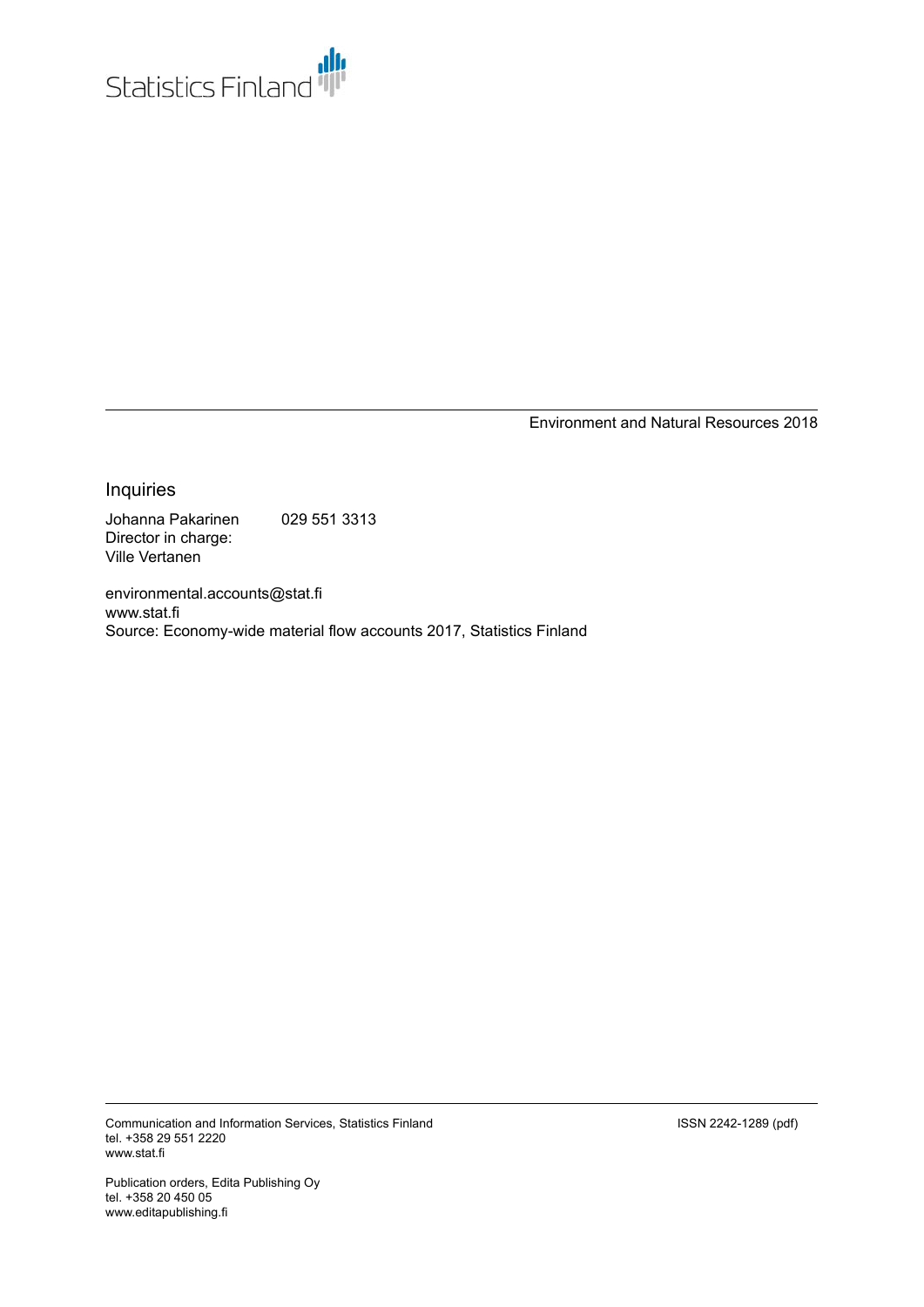Statistics Finland

Environment and Natural Resources 2018

## Inquiries

Johanna Pakarinen 029 551 3313
Director in charge:
Ville Vertanen

environmental.accounts@stat.fi
www.stat.fi
Source: Economy-wide material flow accounts 2017, Statistics Finland

Communication and Information Services, Statistics Finland
tel. +358 29 551 2220
www.stat.fi

ISSN 2242-1289 (pdf)

Publication orders, Edita Publishing Oy
tel. +358 20 450 05
www.editapublishing.fi